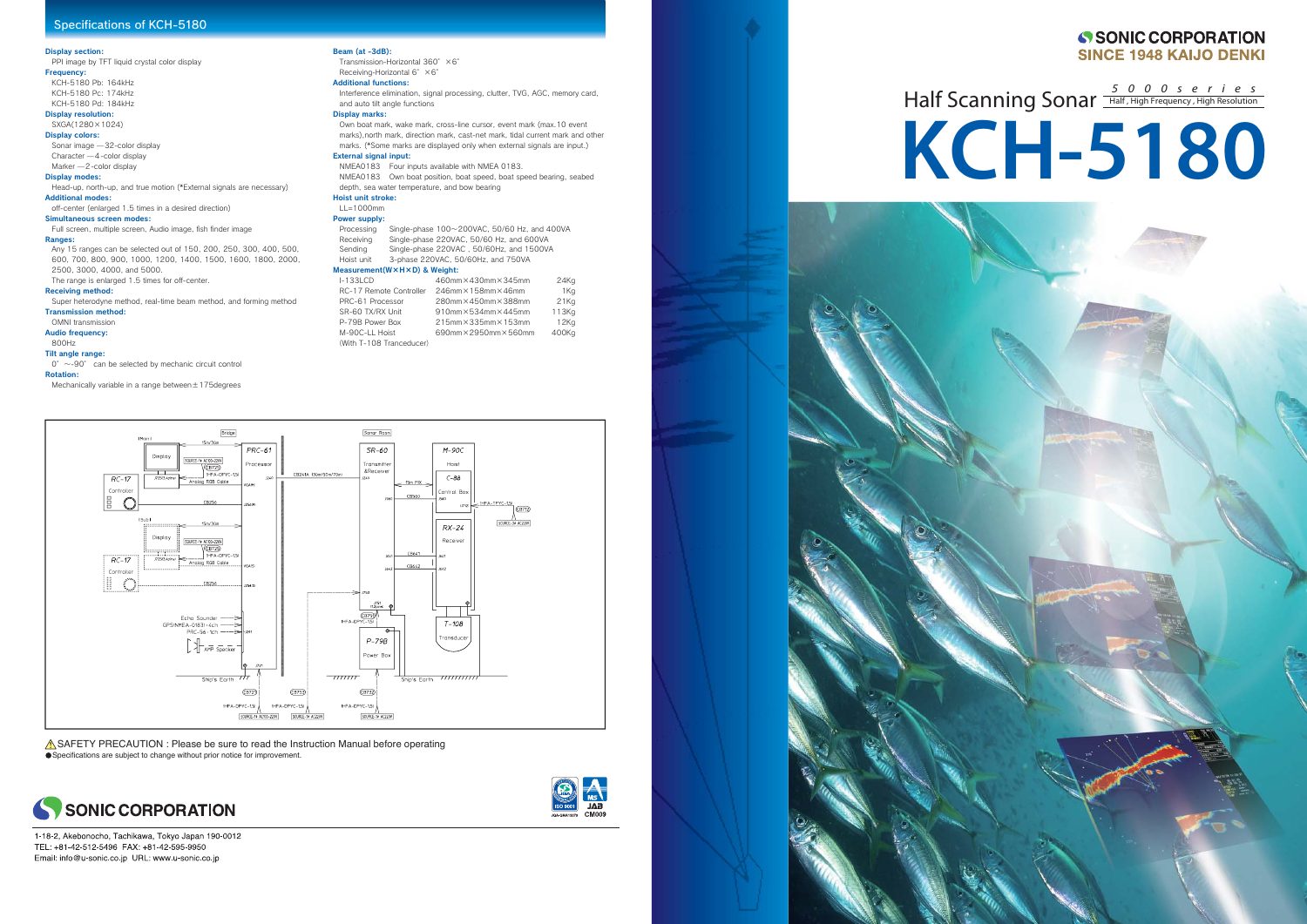# Specifications of KCH-5180

**Display section:**
PPI image by TFT liquid crystal color display

**Frequency:**
KCH-5180 Pb: 164kHz
KCH-5180 Pc: 174kHz
KCH-5180 Pd: 184kHz

**Display resolution:**
SXGA(1280×1024)

**Display colors:**
Sonar image —32-color display
Character —4-color display
Marker —2-color display

**Display modes:**
Head-up, north-up, and true motion (*External signals are necessary)

**Additional modes:**
off-center (enlarged 1.5 times in a desired direction)

**Simultaneous screen modes:**
Full screen, multiple screen, Audio image, fish finder image

**Ranges:**
Any 15 ranges can be selected out of 150, 200, 250, 300, 400, 500, 600, 700, 800, 900, 1000, 1200, 1400, 1500, 1600, 1800, 2000, 2500, 3000, 4000, and 5000.
The range is enlarged 1.5 times for off-center.

**Receiving method:**
Super heterodyne method, real-time beam method, and forming method

**Transmission method:**
OMNI transmission

**Audio frequency:**
800Hz

**Tilt angle range:**
0°～-90° can be selected by mechanic circuit control

**Rotation:**
Mechanically variable in a range between±175degrees

**Beam (at -3dB):**
Transmission-Horizontal 360° ×6°
Receiving-Horizontal 6° ×6°

**Additional functions:**
Interference elimination, signal processing, clutter, TVG, AGC, memory card, and auto tilt angle functions

**Display marks:**
Own boat mark, wake mark, cross-line cursor, event mark (max.10 event marks),north mark, direction mark, cast-net mark, tidal current mark and other marks. (*Some marks are displayed only when external signals are input.)

**External signal input:**
NMEA0183 Four inputs available with NMEA 0183.
NMEA0183 Own boat position, boat speed, boat speed bearing, seabed depth, sea water temperature, and bow bearing

**Hoist unit stroke:**
LL=1000mm

**Power supply:**

| | |
|---|---|
| Processing | Single-phase 100～200VAC, 50/60 Hz, and 400VA |
| Receiving | Single-phase 220VAC, 50/60 Hz, and 600VA |
| Sending | Single-phase 220VAC , 50/60Hz, and 1500VA |
| Hoist unit | 3-phase 220VAC, 50/60Hz, and 750VA |

**Measurement(W×H×D) & Weight:**

| | | |
|---|---|---|
| I-133LCD | 460mm×430mm×345mm | 24Kg |
| RC-17 Remote Controller | 246mm×158mm×46mm | 1Kg |
| PRC-61 Processor | 280mm×450mm×388mm | 21Kg |
| SR-60 TX/RX Unit | 910mm×534mm×445mm | 113Kg |
| P-79B Power Box | 215mm×335mm×153mm | 12Kg |
| M-90C-LL Hoist (With T-108 Tranceducer) | 690mm×2950mm×560mm | 400Kg |

⚠SAFETY PRECAUTION : Please be sure to read the Instruction Manual before operating
●Specifications are subject to change without prior notice for improvement.

SONIC CORPORATION

1-18-2, Akebonocho, Tachikawa, Tokyo Japan 190-0012
TEL: +81-42-512-5496 FAX: +81-42-595-9950
Email: info@u-sonic.co.jp URL: www.u-sonic.co.jp

SONIC CORPORATION
SINCE 1948 KAIJO DENKI

Half Scanning Sonar *5000 series* Half, High Frequency, High Resolution

# KCH-5180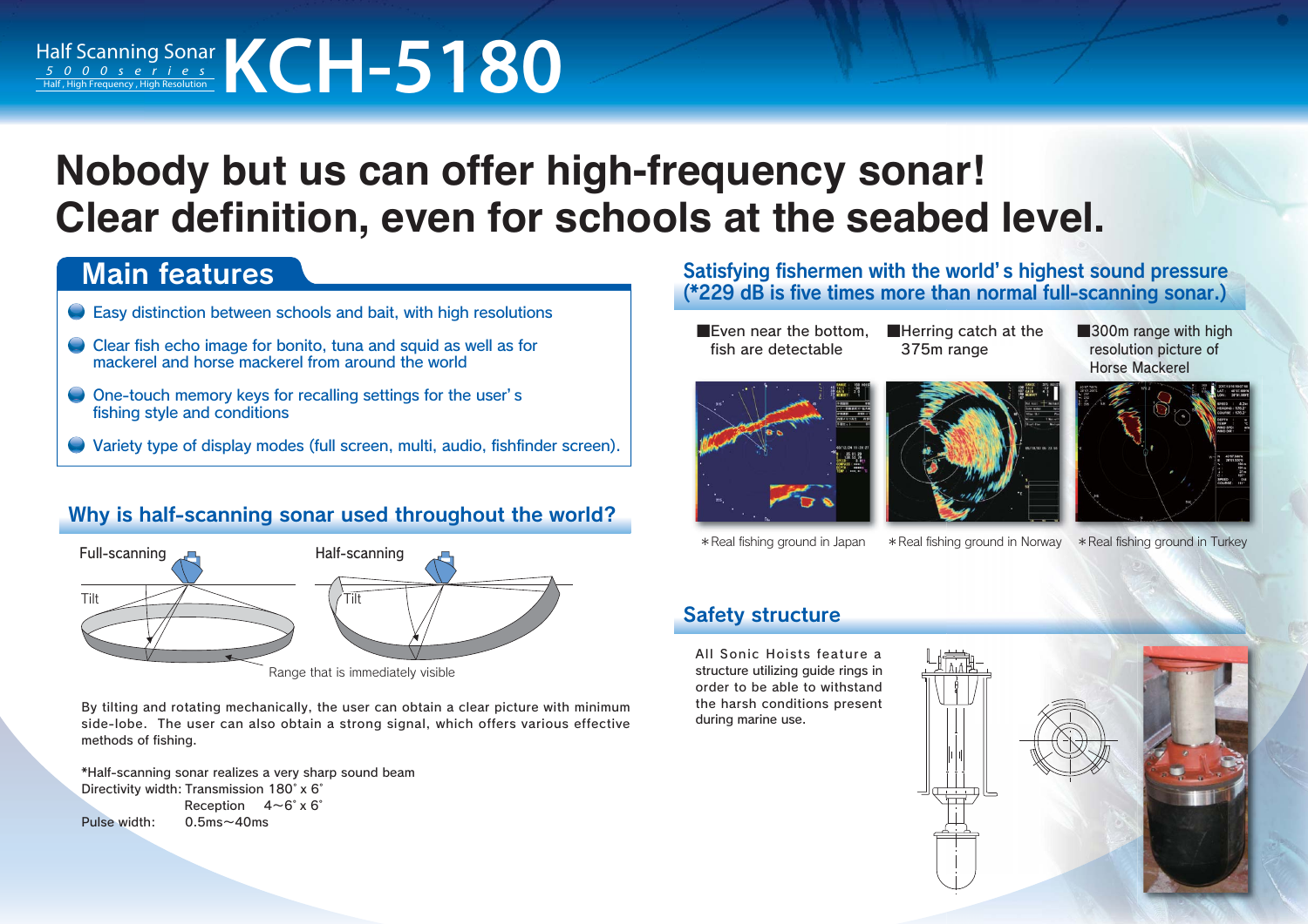Half Scanning Sonar
5000 series
Half, High Frequency, High Resolution

# KCH-5180

# Nobody but us can offer high-frequency sonar! Clear definition, even for schools at the seabed level.

## Main features

- Easy distinction between schools and bait, with high resolutions
- Clear fish echo image for bonito, tuna and squid as well as for mackerel and horse mackerel from around the world
- One-touch memory keys for recalling settings for the user's fishing style and conditions
- Variety type of display modes (full screen, multi, audio, fishfinder screen).

## Why is half-scanning sonar used throughout the world?

Full-scanning
Tilt

Half-scanning
Tilt

Range that is immediately visible

By tilting and rotating mechanically, the user can obtain a clear picture with minimum side-lobe. The user can also obtain a strong signal, which offers various effective methods of fishing.

*Half-scanning sonar realizes a very sharp sound beam
Directivity width: Transmission 180° x 6°
Reception 4~6° x 6°
Pulse width: 0.5ms~40ms

## Satisfying fishermen with the world's highest sound pressure (*229 dB is five times more than normal full-scanning sonar.)

■Even near the bottom, fish are detectable

*Real fishing ground in Japan

■Herring catch at the 375m range

*Real fishing ground in Norway

■300m range with high resolution picture of Horse Mackerel

*Real fishing ground in Turkey

## Safety structure

All Sonic Hoists feature a structure utilizing guide rings in order to be able to withstand the harsh conditions present during marine use.